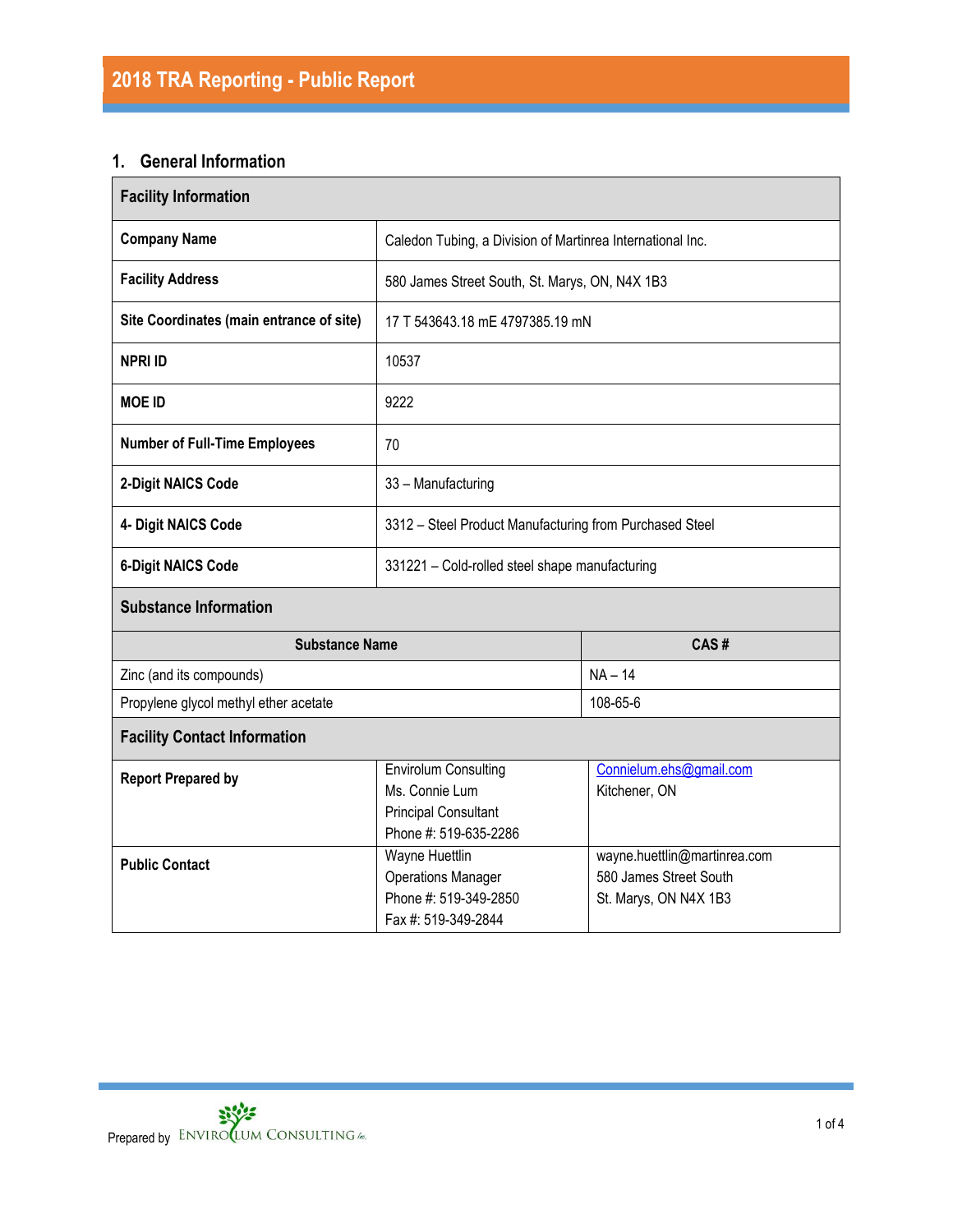# 2018 TRA Reporting - Public Report

## 1. General Information

| Facility Information | |
|---|---|
| **Company Name** | Caledon Tubing, a Division of Martinrea International Inc. |
| **Facility Address** | 580 James Street South, St. Marys, ON, N4X 1B3 |
| **Site Coordinates (main entrance of site)** | 17 T 543643.18 mE 4797385.19 mN |
| **NPRI ID** | 10537 |
| **MOE ID** | 9222 |
| **Number of Full-Time Employees** | 70 |
| **2-Digit NAICS Code** | 33 – Manufacturing |
| **4- Digit NAICS Code** | 3312 – Steel Product Manufacturing from Purchased Steel |
| **6-Digit NAICS Code** | 331221 – Cold-rolled steel shape manufacturing |

**Substance Information**

| Substance Name | CAS # |
|---|---|
| Zinc (and its compounds) | NA – 14 |
| Propylene glycol methyl ether acetate | 108-65-6 |

**Facility Contact Information**

| | | |
|---|---|---|
| **Report Prepared by** | Envirolum Consulting<br>Ms. Connie Lum<br>Principal Consultant<br>Phone #: 519-635-2286 | Connielum.ehs@gmail.com<br>Kitchener, ON |
| **Public Contact** | Wayne Huettlin<br>Operations Manager<br>Phone #: 519-349-2850<br>Fax #: 519-349-2844 | wayne.huettlin@martinrea.com<br>580 James Street South<br>St. Marys, ON N4X 1B3 |

Prepared by ENVIROLUM CONSULTING Inc.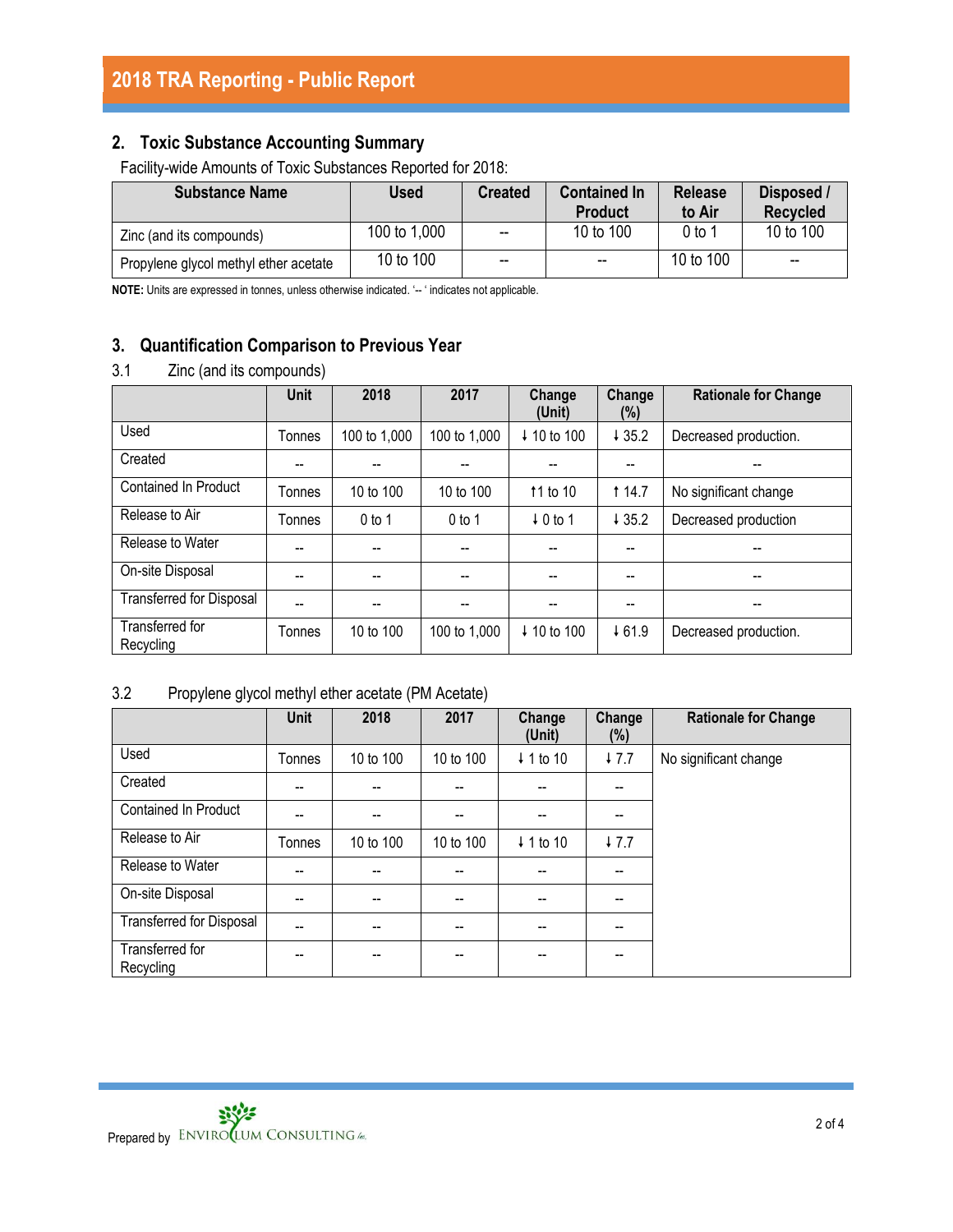## 2. Toxic Substance Accounting Summary

Facility-wide Amounts of Toxic Substances Reported for 2018:

| Substance Name | Used | Created | Contained In Product | Release to Air | Disposed / Recycled |
|---|---|---|---|---|---|
| Zinc (and its compounds) | 100 to 1,000 | -- | 10 to 100 | 0 to 1 | 10 to 100 |
| Propylene glycol methyl ether acetate | 10 to 100 | -- | -- | 10 to 100 | -- |

**NOTE:** Units are expressed in tonnes, unless otherwise indicated. '-- ' indicates not applicable.

## 3. Quantification Comparison to Previous Year

### 3.1 Zinc (and its compounds)

| | Unit | 2018 | 2017 | Change (Unit) | Change (%) | Rationale for Change |
|---|---|---|---|---|---|---|
| Used | Tonnes | 100 to 1,000 | 100 to 1,000 | ↓ 10 to 100 | ↓ 35.2 | Decreased production. |
| Created | -- | -- | -- | -- | -- | -- |
| Contained In Product | Tonnes | 10 to 100 | 10 to 100 | ↑1 to 10 | ↑ 14.7 | No significant change |
| Release to Air | Tonnes | 0 to 1 | 0 to 1 | ↓ 0 to 1 | ↓ 35.2 | Decreased production |
| Release to Water | -- | -- | -- | -- | -- | -- |
| On-site Disposal | -- | -- | -- | -- | -- | -- |
| Transferred for Disposal | -- | -- | -- | -- | -- | -- |
| Transferred for Recycling | Tonnes | 10 to 100 | 100 to 1,000 | ↓ 10 to 100 | ↓ 61.9 | Decreased production. |

### 3.2 Propylene glycol methyl ether acetate (PM Acetate)

| | Unit | 2018 | 2017 | Change (Unit) | Change (%) | Rationale for Change |
|---|---|---|---|---|---|---|
| Used | Tonnes | 10 to 100 | 10 to 100 | ↓ 1 to 10 | ↓ 7.7 | No significant change |
| Created | -- | -- | -- | -- | -- | |
| Contained In Product | -- | -- | -- | -- | -- | |
| Release to Air | Tonnes | 10 to 100 | 10 to 100 | ↓ 1 to 10 | ↓ 7.7 | |
| Release to Water | -- | -- | -- | -- | -- | |
| On-site Disposal | -- | -- | -- | -- | -- | |
| Transferred for Disposal | -- | -- | -- | -- | -- | |
| Transferred for Recycling | -- | -- | -- | -- | -- | |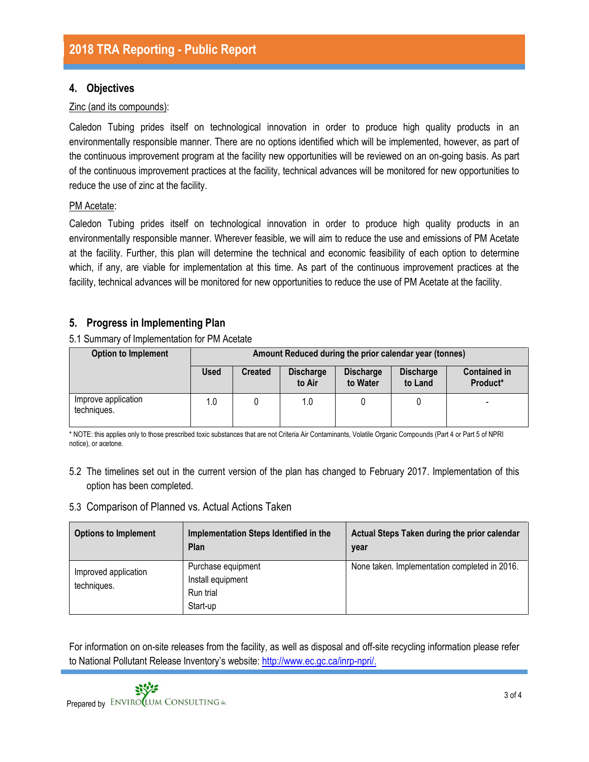## 4. Objectives

Zinc (and its compounds):

Caledon Tubing prides itself on technological innovation in order to produce high quality products in an environmentally responsible manner. There are no options identified which will be implemented, however, as part of the continuous improvement program at the facility new opportunities will be reviewed on an on-going basis. As part of the continuous improvement practices at the facility, technical advances will be monitored for new opportunities to reduce the use of zinc at the facility.

PM Acetate:

Caledon Tubing prides itself on technological innovation in order to produce high quality products in an environmentally responsible manner. Wherever feasible, we will aim to reduce the use and emissions of PM Acetate at the facility. Further, this plan will determine the technical and economic feasibility of each option to determine which, if any, are viable for implementation at this time. As part of the continuous improvement practices at the facility, technical advances will be monitored for new opportunities to reduce the use of PM Acetate at the facility.

## 5. Progress in Implementing Plan

5.1 Summary of Implementation for PM Acetate

| Option to Implement | Amount Reduced during the prior calendar year (tonnes) | | | | | |
|---|---|---|---|---|---|---|
| | Used | Created | Discharge to Air | Discharge to Water | Discharge to Land | Contained in Product* |
| Improve application techniques. | 1.0 | 0 | 1.0 | 0 | 0 | - |

\* NOTE: this applies only to those prescribed toxic substances that are not Criteria Air Contaminants, Volatile Organic Compounds (Part 4 or Part 5 of NPRI notice), or acetone.

5.2 The timelines set out in the current version of the plan has changed to February 2017. Implementation of this option has been completed.

5.3 Comparison of Planned vs. Actual Actions Taken

| Options to Implement | Implementation Steps Identified in the Plan | Actual Steps Taken during the prior calendar year |
|---|---|---|
| Improved application techniques. | Purchase equipment<br>Install equipment<br>Run trial<br>Start-up | None taken. Implementation completed in 2016. |

For information on on-site releases from the facility, as well as disposal and off-site recycling information please refer to National Pollutant Release Inventory's website: http://www.ec.gc.ca/inrp-npri/.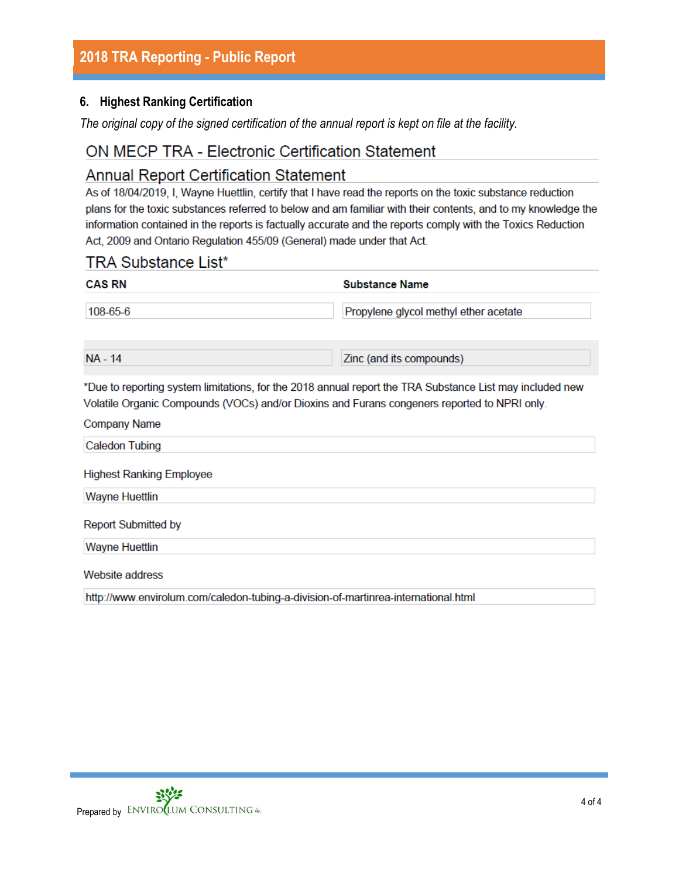## 6. Highest Ranking Certification

*The original copy of the signed certification of the annual report is kept on file at the facility.*

### ON MECP TRA - Electronic Certification Statement

### Annual Report Certification Statement

As of 18/04/2019, I, Wayne Huettlin, certify that I have read the reports on the toxic substance reduction plans for the toxic substances referred to below and am familiar with their contents, and to my knowledge the information contained in the reports is factually accurate and the reports comply with the Toxics Reduction Act, 2009 and Ontario Regulation 455/09 (General) made under that Act.

### TRA Substance List*

| CAS RN | Substance Name |
|---|---|
| 108-65-6 | Propylene glycol methyl ether acetate |
| NA - 14 | Zinc (and its compounds) |

*Due to reporting system limitations, for the 2018 annual report the TRA Substance List may included new Volatile Organic Compounds (VOCs) and/or Dioxins and Furans congeners reported to NPRI only.

Company Name

Caledon Tubing

Highest Ranking Employee

Wayne Huettlin

Report Submitted by

Wayne Huettlin

Website address

http://www.envirolum.com/caledon-tubing-a-division-of-martinrea-international.html

Prepared by ENVIROLUM CONSULTING Inc.